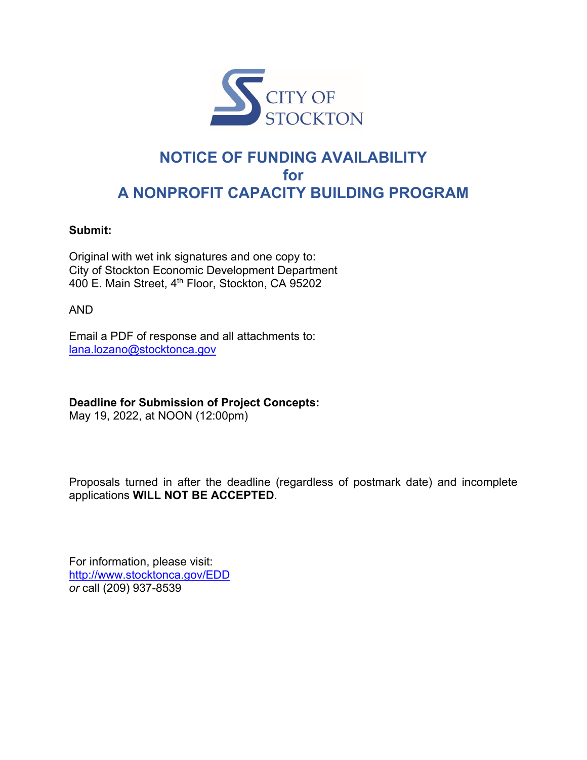CITY OF STOCKTON

# NOTICE OF FUNDING AVAILABILITY
# for
# A NONPROFIT CAPACITY BUILDING PROGRAM

**Submit:**

Original with wet ink signatures and one copy to:
City of Stockton Economic Development Department
400 E. Main Street, 4th Floor, Stockton, CA 95202

AND

Email a PDF of response and all attachments to:
lana.lozano@stocktonca.gov

**Deadline for Submission of Project Concepts:**
May 19, 2022, at NOON (12:00pm)

Proposals turned in after the deadline (regardless of postmark date) and incomplete applications **WILL NOT BE ACCEPTED**.

For information, please visit:
http://www.stocktonca.gov/EDD
*or* call (209) 937-8539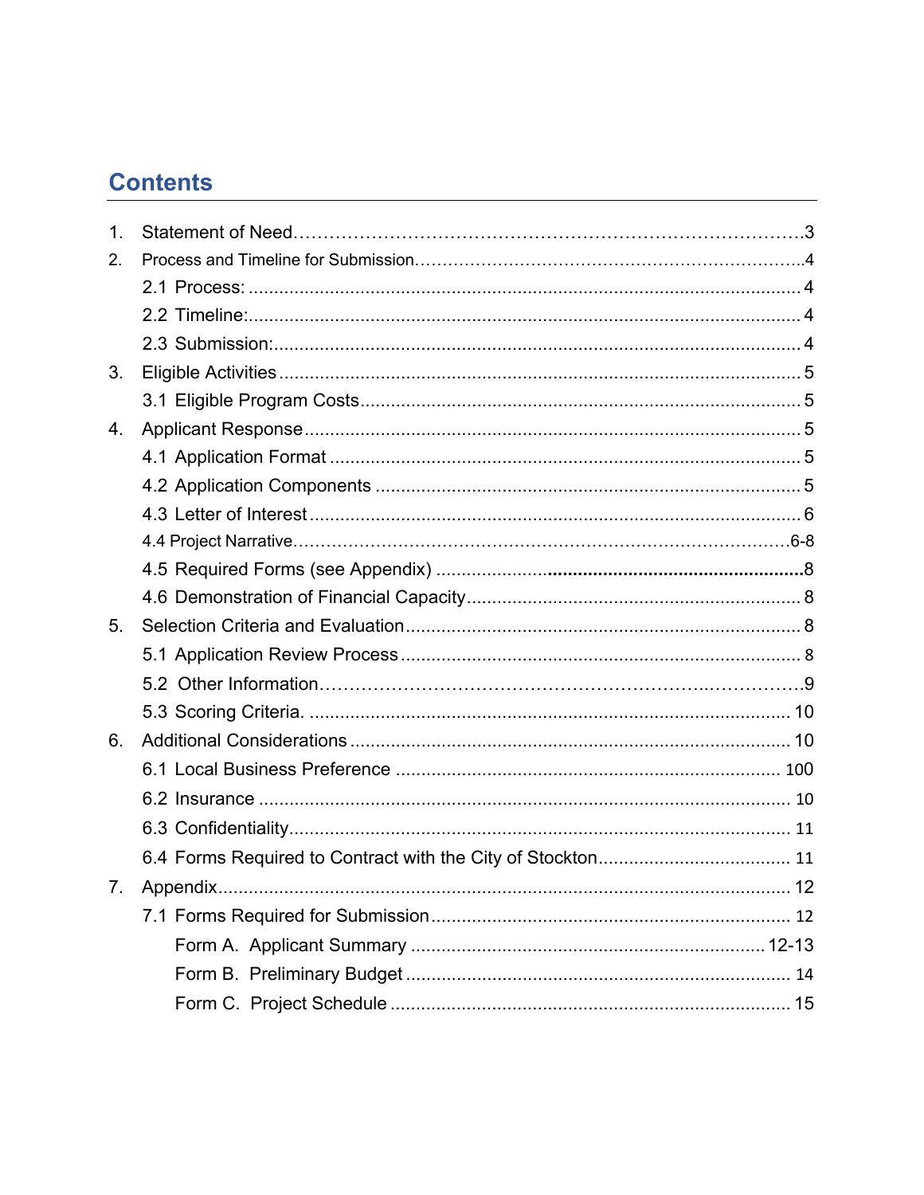# Contents

1. Statement of Need……………………………………………………………………….3
2. Process and Timeline for Submission……………………………………………………………..4
   - 2.1 Process: ........................................................................................................ 4
   - 2.2 Timeline:......................................................................................................... 4
   - 2.3 Submission:.................................................................................................... 4
3. Eligible Activities ..................................................................................................... 5
   - 3.1 Eligible Program Costs.................................................................................... 5
4. Applicant Response ................................................................................................. 5
   - 4.1 Application Format .......................................................................................... 5
   - 4.2 Application Components .................................................................................. 5
   - 4.3 Letter of Interest ............................................................................................... 6
   - 4.4 Project Narrative……………………………………………………………………………6-8
   - 4.5 Required Forms (see Appendix) .......................................................................8
   - 4.6 Demonstration of Financial Capacity................................................................. 8
5. Selection Criteria and Evaluation ............................................................................. 8
   - 5.1 Application Review Process .............................................................................. 8
   - 5.2 Other Information……………………………………………………..…………….9
   - 5.3 Scoring Criteria. ............................................................................................. 10
6. Additional Considerations ...................................................................................... 10
   - 6.1 Local Business Preference .......................................................................... 100
   - 6.2 Insurance ........................................................................................................ 10
   - 6.3 Confidentiality.................................................................................................. 11
   - 6.4 Forms Required to Contract with the City of Stockton..................................... 11
7. Appendix................................................................................................................ 12
   - 7.1 Forms Required for Submission ..................................................................... 12
     - Form A. Applicant Summary ..................................................................... 12-13
     - Form B. Preliminary Budget ........................................................................... 14
     - Form C. Project Schedule .............................................................................. 15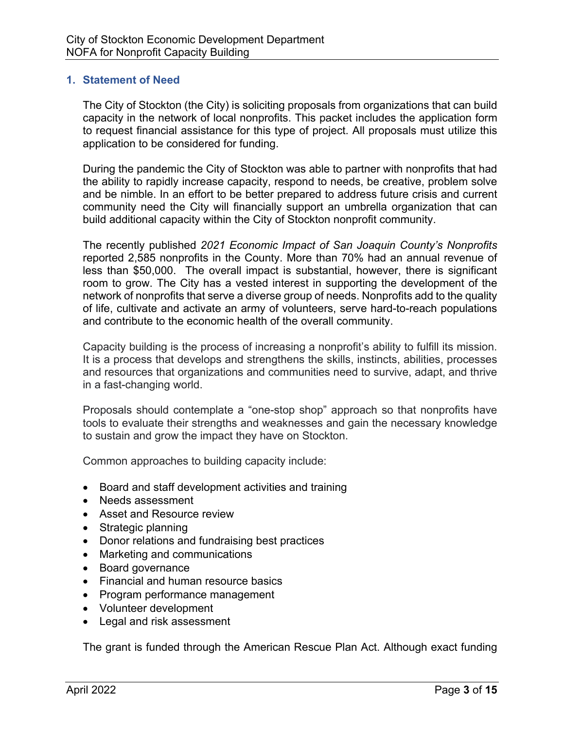## 1. Statement of Need

The City of Stockton (the City) is soliciting proposals from organizations that can build capacity in the network of local nonprofits. This packet includes the application form to request financial assistance for this type of project. All proposals must utilize this application to be considered for funding.

During the pandemic the City of Stockton was able to partner with nonprofits that had the ability to rapidly increase capacity, respond to needs, be creative, problem solve and be nimble. In an effort to be better prepared to address future crisis and current community need the City will financially support an umbrella organization that can build additional capacity within the City of Stockton nonprofit community.

The recently published *2021 Economic Impact of San Joaquin County's Nonprofits* reported 2,585 nonprofits in the County. More than 70% had an annual revenue of less than $50,000. The overall impact is substantial, however, there is significant room to grow. The City has a vested interest in supporting the development of the network of nonprofits that serve a diverse group of needs. Nonprofits add to the quality of life, cultivate and activate an army of volunteers, serve hard-to-reach populations and contribute to the economic health of the overall community.

Capacity building is the process of increasing a nonprofit's ability to fulfill its mission. It is a process that develops and strengthens the skills, instincts, abilities, processes and resources that organizations and communities need to survive, adapt, and thrive in a fast-changing world.

Proposals should contemplate a "one-stop shop" approach so that nonprofits have tools to evaluate their strengths and weaknesses and gain the necessary knowledge to sustain and grow the impact they have on Stockton.

Common approaches to building capacity include:

- Board and staff development activities and training
- Needs assessment
- Asset and Resource review
- Strategic planning
- Donor relations and fundraising best practices
- Marketing and communications
- Board governance
- Financial and human resource basics
- Program performance management
- Volunteer development
- Legal and risk assessment

The grant is funded through the American Rescue Plan Act. Although exact funding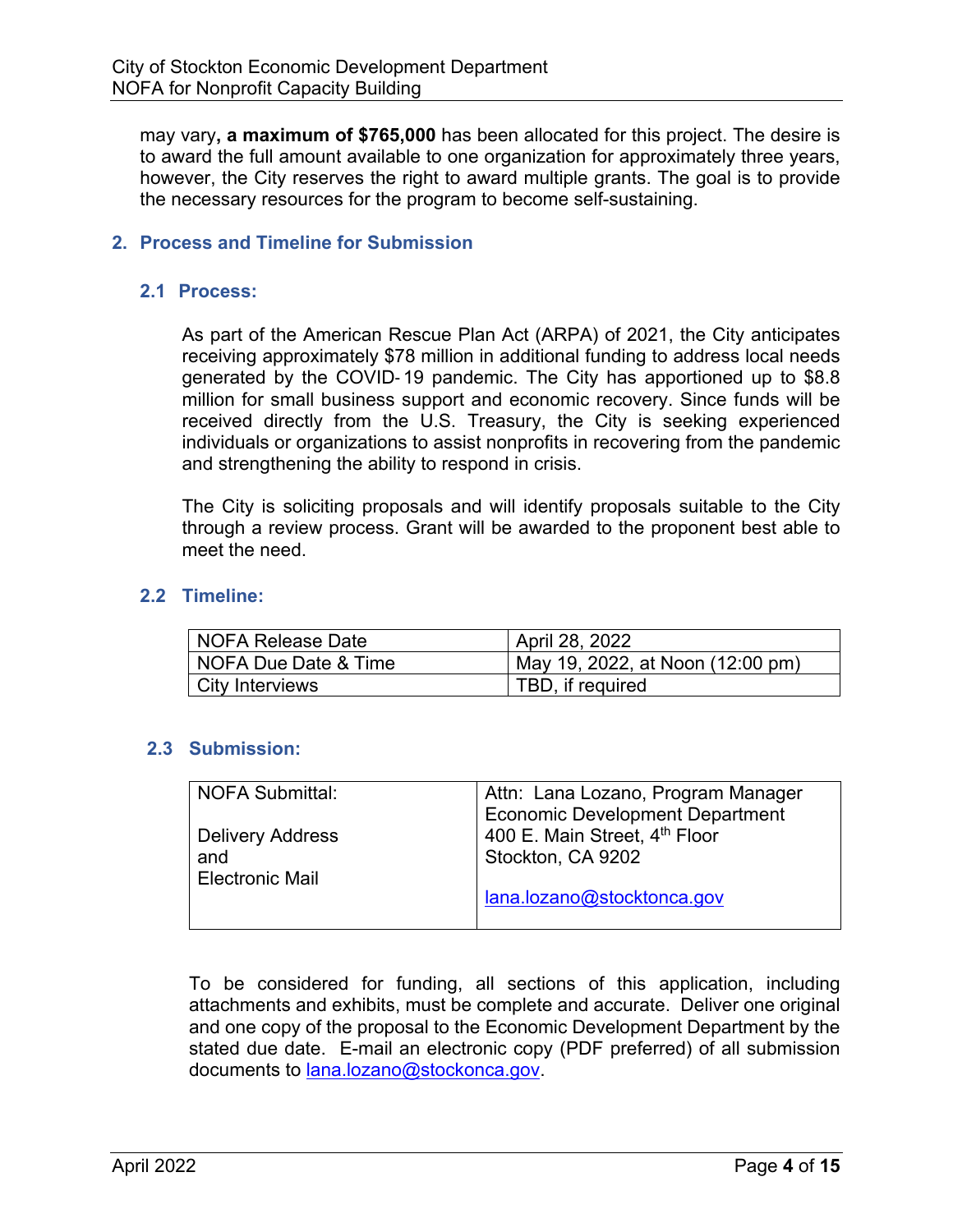may vary**, a maximum of $765,000** has been allocated for this project. The desire is to award the full amount available to one organization for approximately three years, however, the City reserves the right to award multiple grants. The goal is to provide the necessary resources for the program to become self-sustaining.

## 2. Process and Timeline for Submission

### 2.1 Process:

As part of the American Rescue Plan Act (ARPA) of 2021, the City anticipates receiving approximately $78 million in additional funding to address local needs generated by the COVID-19 pandemic. The City has apportioned up to $8.8 million for small business support and economic recovery. Since funds will be received directly from the U.S. Treasury, the City is seeking experienced individuals or organizations to assist nonprofits in recovering from the pandemic and strengthening the ability to respond in crisis.

The City is soliciting proposals and will identify proposals suitable to the City through a review process. Grant will be awarded to the proponent best able to meet the need.

### 2.2 Timeline:

| | |
|---|---|
| NOFA Release Date | April 28, 2022 |
| NOFA Due Date & Time | May 19, 2022, at Noon (12:00 pm) |
| City Interviews | TBD, if required |

### 2.3 Submission:

| | |
|---|---|
| NOFA Submittal:<br><br>Delivery Address<br>and<br>Electronic Mail | Attn: Lana Lozano, Program Manager<br>Economic Development Department<br>400 E. Main Street, 4th Floor<br>Stockton, CA 9202<br><br>lana.lozano@stocktonca.gov |

To be considered for funding, all sections of this application, including attachments and exhibits, must be complete and accurate. Deliver one original and one copy of the proposal to the Economic Development Department by the stated due date. E-mail an electronic copy (PDF preferred) of all submission documents to lana.lozano@stockonca.gov.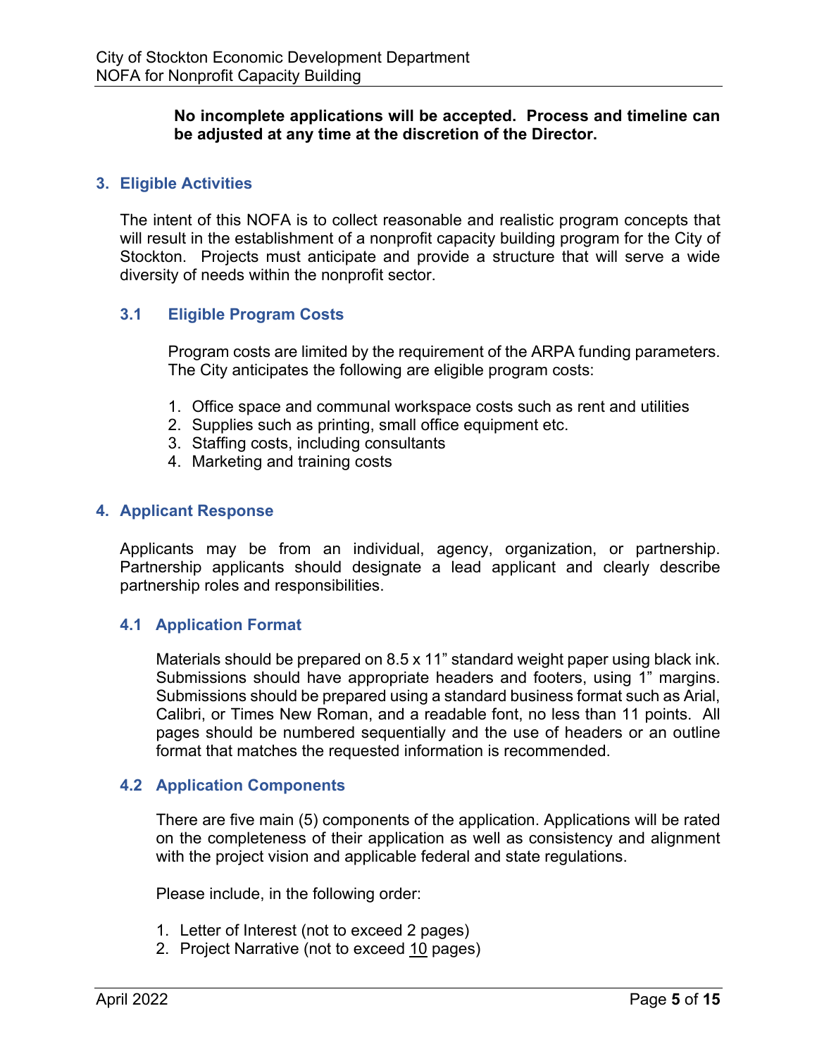**No incomplete applications will be accepted. Process and timeline can be adjusted at any time at the discretion of the Director.**

## 3. Eligible Activities

The intent of this NOFA is to collect reasonable and realistic program concepts that will result in the establishment of a nonprofit capacity building program for the City of Stockton. Projects must anticipate and provide a structure that will serve a wide diversity of needs within the nonprofit sector.

### 3.1 Eligible Program Costs

Program costs are limited by the requirement of the ARPA funding parameters. The City anticipates the following are eligible program costs:

1. Office space and communal workspace costs such as rent and utilities
2. Supplies such as printing, small office equipment etc.
3. Staffing costs, including consultants
4. Marketing and training costs

## 4. Applicant Response

Applicants may be from an individual, agency, organization, or partnership. Partnership applicants should designate a lead applicant and clearly describe partnership roles and responsibilities.

### 4.1 Application Format

Materials should be prepared on 8.5 x 11" standard weight paper using black ink. Submissions should have appropriate headers and footers, using 1" margins. Submissions should be prepared using a standard business format such as Arial, Calibri, or Times New Roman, and a readable font, no less than 11 points. All pages should be numbered sequentially and the use of headers or an outline format that matches the requested information is recommended.

### 4.2 Application Components

There are five main (5) components of the application. Applications will be rated on the completeness of their application as well as consistency and alignment with the project vision and applicable federal and state regulations.

Please include, in the following order:

1. Letter of Interest (not to exceed 2 pages)
2. Project Narrative (not to exceed <u>10</u> pages)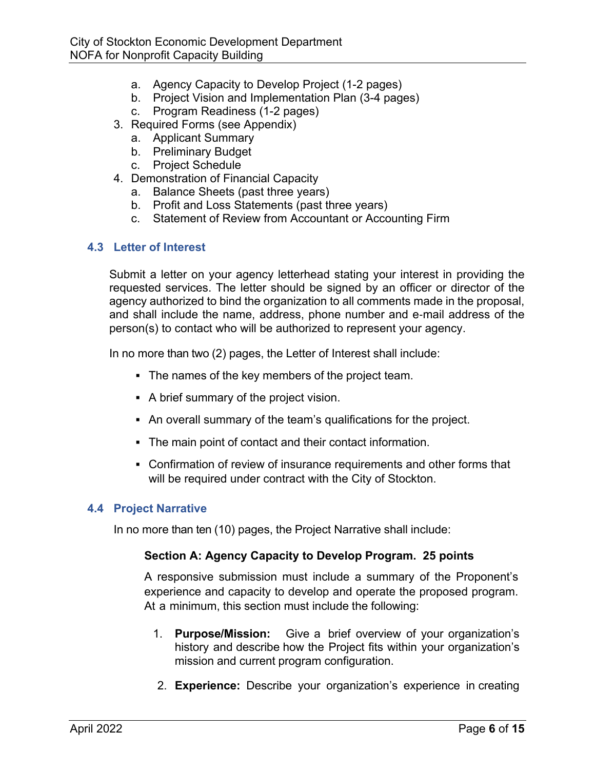a. Agency Capacity to Develop Project (1-2 pages)
   b. Project Vision and Implementation Plan (3-4 pages)
   c. Program Readiness (1-2 pages)
3. Required Forms (see Appendix)
   a. Applicant Summary
   b. Preliminary Budget
   c. Project Schedule
4. Demonstration of Financial Capacity
   a. Balance Sheets (past three years)
   b. Profit and Loss Statements (past three years)
   c. Statement of Review from Accountant or Accounting Firm

### 4.3 Letter of Interest

Submit a letter on your agency letterhead stating your interest in providing the requested services. The letter should be signed by an officer or director of the agency authorized to bind the organization to all comments made in the proposal, and shall include the name, address, phone number and e-mail address of the person(s) to contact who will be authorized to represent your agency.

In no more than two (2) pages, the Letter of Interest shall include:

- The names of the key members of the project team.
- A brief summary of the project vision.
- An overall summary of the team's qualifications for the project.
- The main point of contact and their contact information.
- Confirmation of review of insurance requirements and other forms that will be required under contract with the City of Stockton.

### 4.4 Project Narrative

In no more than ten (10) pages, the Project Narrative shall include:

**Section A: Agency Capacity to Develop Program. 25 points**

A responsive submission must include a summary of the Proponent's experience and capacity to develop and operate the proposed program. At a minimum, this section must include the following:

1. **Purpose/Mission:** Give a brief overview of your organization's history and describe how the Project fits within your organization's mission and current program configuration.
2. **Experience:** Describe your organization's experience in creating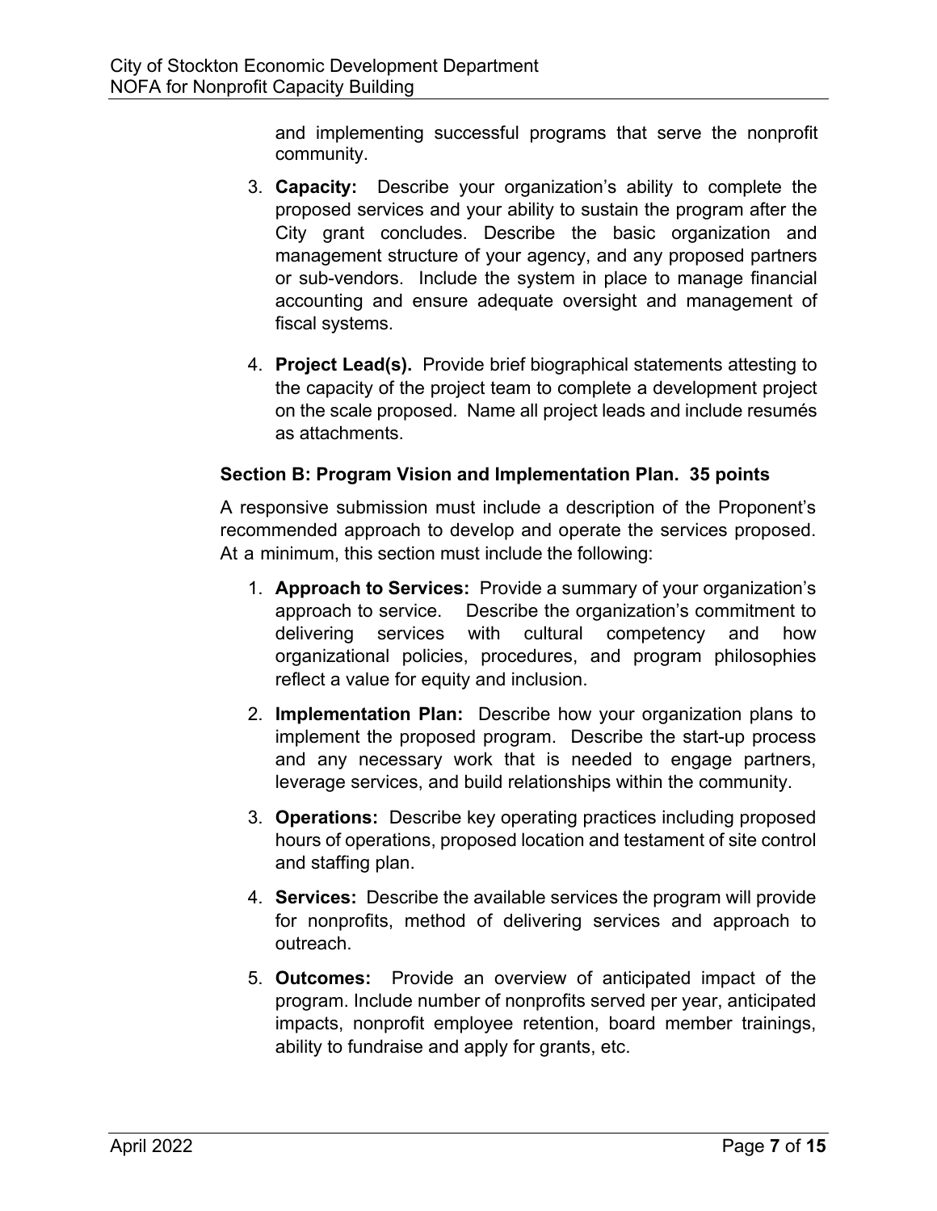and implementing successful programs that serve the nonprofit community.

3. **Capacity:** Describe your organization's ability to complete the proposed services and your ability to sustain the program after the City grant concludes. Describe the basic organization and management structure of your agency, and any proposed partners or sub-vendors. Include the system in place to manage financial accounting and ensure adequate oversight and management of fiscal systems.

4. **Project Lead(s).** Provide brief biographical statements attesting to the capacity of the project team to complete a development project on the scale proposed. Name all project leads and include resumés as attachments.

**Section B: Program Vision and Implementation Plan. 35 points**

A responsive submission must include a description of the Proponent's recommended approach to develop and operate the services proposed. At a minimum, this section must include the following:

1. **Approach to Services:** Provide a summary of your organization's approach to service. Describe the organization's commitment to delivering services with cultural competency and how organizational policies, procedures, and program philosophies reflect a value for equity and inclusion.

2. **Implementation Plan:** Describe how your organization plans to implement the proposed program. Describe the start-up process and any necessary work that is needed to engage partners, leverage services, and build relationships within the community.

3. **Operations:** Describe key operating practices including proposed hours of operations, proposed location and testament of site control and staffing plan.

4. **Services:** Describe the available services the program will provide for nonprofits, method of delivering services and approach to outreach.

5. **Outcomes:** Provide an overview of anticipated impact of the program. Include number of nonprofits served per year, anticipated impacts, nonprofit employee retention, board member trainings, ability to fundraise and apply for grants, etc.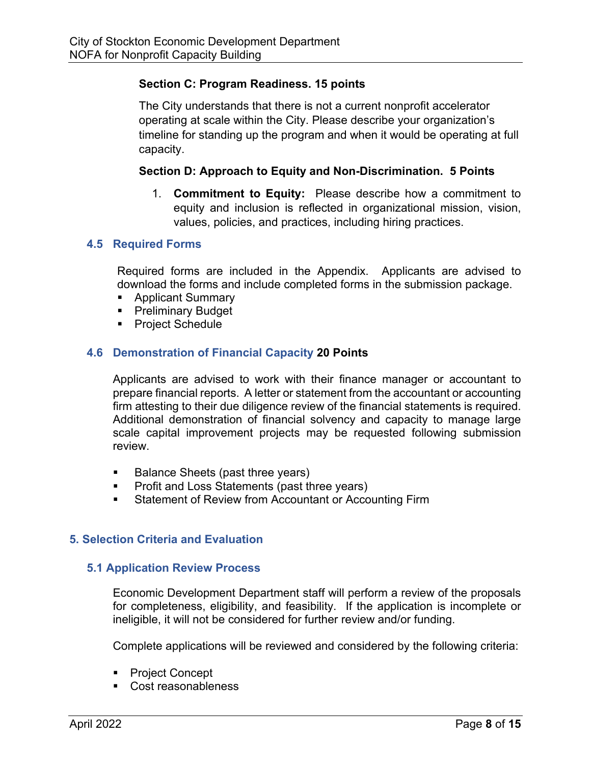**Section C: Program Readiness. 15 points**

The City understands that there is not a current nonprofit accelerator operating at scale within the City. Please describe your organization's timeline for standing up the program and when it would be operating at full capacity.

**Section D: Approach to Equity and Non-Discrimination. 5 Points**

1. **Commitment to Equity:** Please describe how a commitment to equity and inclusion is reflected in organizational mission, vision, values, policies, and practices, including hiring practices.

### 4.5 Required Forms

Required forms are included in the Appendix. Applicants are advised to download the forms and include completed forms in the submission package.

- Applicant Summary
- Preliminary Budget
- Project Schedule

### 4.6 Demonstration of Financial Capacity **20 Points**

Applicants are advised to work with their finance manager or accountant to prepare financial reports. A letter or statement from the accountant or accounting firm attesting to their due diligence review of the financial statements is required. Additional demonstration of financial solvency and capacity to manage large scale capital improvement projects may be requested following submission review.

- Balance Sheets (past three years)
- Profit and Loss Statements (past three years)
- Statement of Review from Accountant or Accounting Firm

## 5. Selection Criteria and Evaluation

### 5.1 Application Review Process

Economic Development Department staff will perform a review of the proposals for completeness, eligibility, and feasibility. If the application is incomplete or ineligible, it will not be considered for further review and/or funding.

Complete applications will be reviewed and considered by the following criteria:

- Project Concept
- Cost reasonableness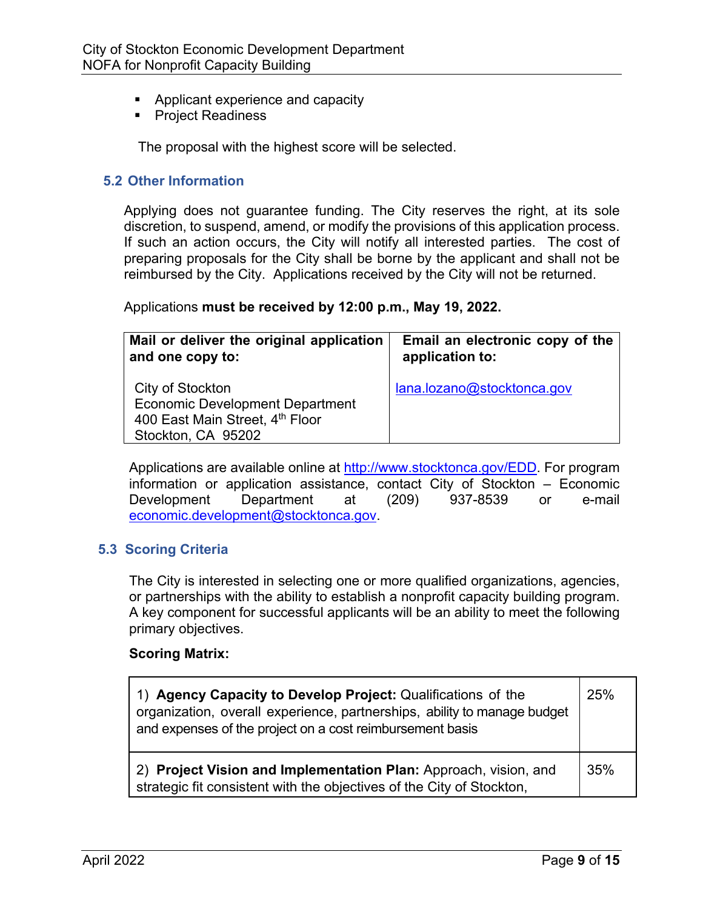- Applicant experience and capacity
- Project Readiness

The proposal with the highest score will be selected.

### 5.2 Other Information

Applying does not guarantee funding. The City reserves the right, at its sole discretion, to suspend, amend, or modify the provisions of this application process. If such an action occurs, the City will notify all interested parties. The cost of preparing proposals for the City shall be borne by the applicant and shall not be reimbursed by the City. Applications received by the City will not be returned.

Applications **must be received by 12:00 p.m., May 19, 2022.**

| **Mail or deliver the original application and one copy to:** | **Email an electronic copy of the application to:** |
|---|---|
| City of Stockton<br>Economic Development Department<br>400 East Main Street, 4th Floor<br>Stockton, CA 95202 | lana.lozano@stocktonca.gov |

Applications are available online at http://www.stocktonca.gov/EDD. For program information or application assistance, contact City of Stockton – Economic Development Department at (209) 937-8539 or e-mail economic.development@stocktonca.gov.

### 5.3 Scoring Criteria

The City is interested in selecting one or more qualified organizations, agencies, or partnerships with the ability to establish a nonprofit capacity building program. A key component for successful applicants will be an ability to meet the following primary objectives.

**Scoring Matrix:**

| | |
|---|---|
| 1) **Agency Capacity to Develop Project:** Qualifications of the organization, overall experience, partnerships, ability to manage budget and expenses of the project on a cost reimbursement basis | 25% |
| 2) **Project Vision and Implementation Plan:** Approach, vision, and strategic fit consistent with the objectives of the City of Stockton, | 35% |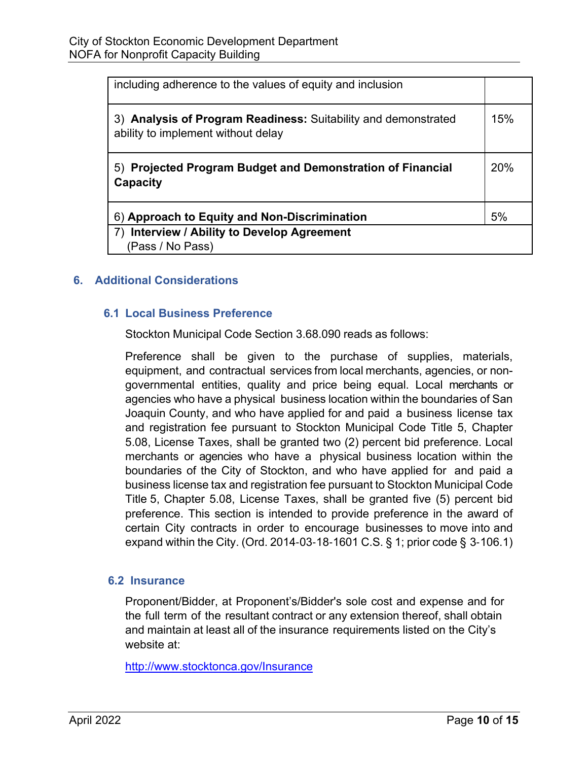| | |
|---|---|
| including adherence to the values of equity and inclusion | |
| 3) **Analysis of Program Readiness:** Suitability and demonstrated ability to implement without delay | 15% |
| 5) **Projected Program Budget and Demonstration of Financial Capacity** | 20% |
| 6) **Approach to Equity and Non-Discrimination** | 5% |
| 7) **Interview / Ability to Develop Agreement** (Pass / No Pass) | |

## 6. Additional Considerations

### 6.1 Local Business Preference

Stockton Municipal Code Section 3.68.090 reads as follows:

Preference shall be given to the purchase of supplies, materials, equipment, and contractual services from local merchants, agencies, or non-governmental entities, quality and price being equal. Local merchants or agencies who have a physical business location within the boundaries of San Joaquin County, and who have applied for and paid a business license tax and registration fee pursuant to Stockton Municipal Code Title 5, Chapter 5.08, License Taxes, shall be granted two (2) percent bid preference. Local merchants or agencies who have a physical business location within the boundaries of the City of Stockton, and who have applied for and paid a business license tax and registration fee pursuant to Stockton Municipal Code Title 5, Chapter 5.08, License Taxes, shall be granted five (5) percent bid preference. This section is intended to provide preference in the award of certain City contracts in order to encourage businesses to move into and expand within the City. (Ord. 2014-03-18-1601 C.S. § 1; prior code § 3-106.1)

### 6.2 Insurance

Proponent/Bidder, at Proponent's/Bidder's sole cost and expense and for the full term of the resultant contract or any extension thereof, shall obtain and maintain at least all of the insurance requirements listed on the City's website at:

http://www.stocktonca.gov/Insurance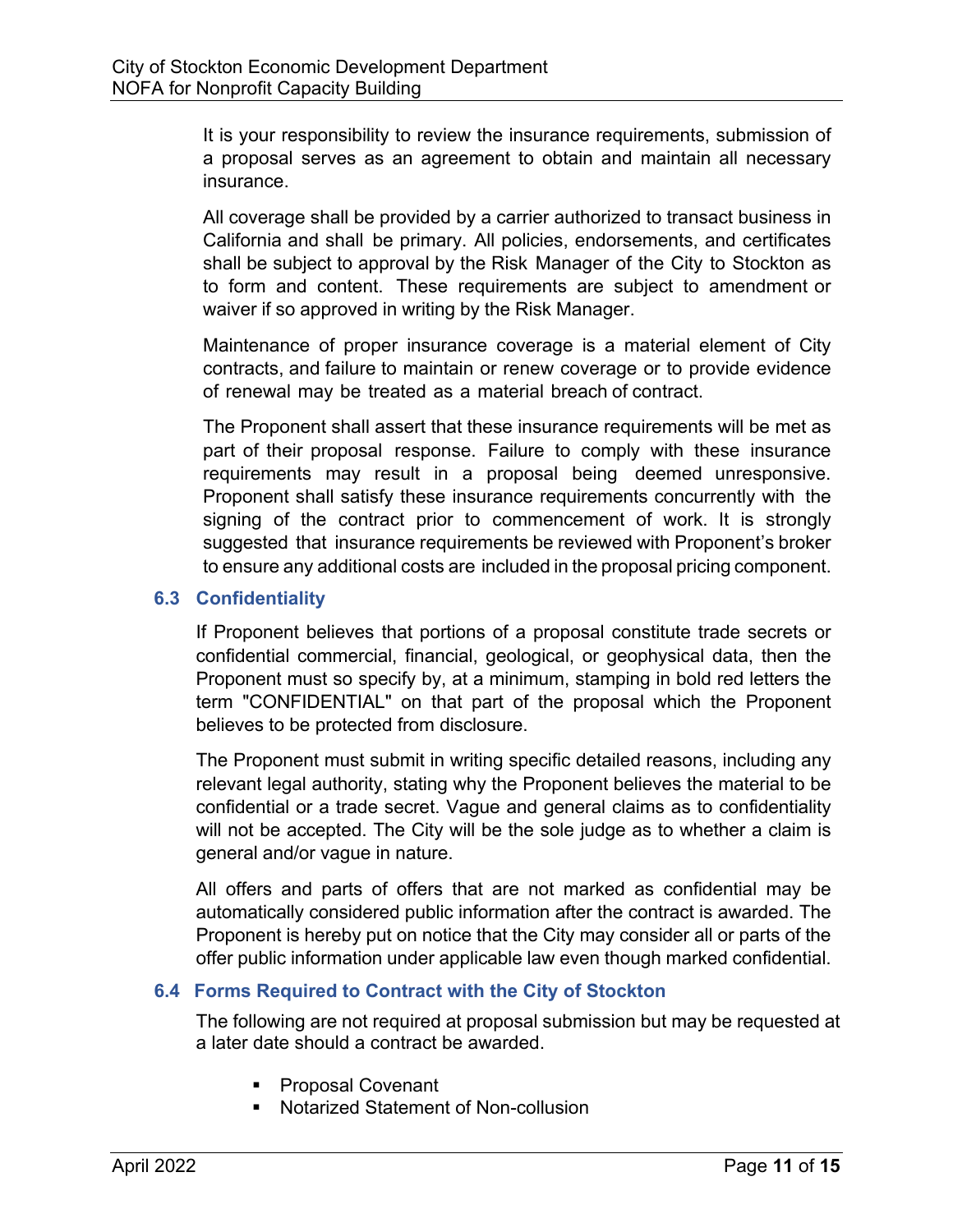It is your responsibility to review the insurance requirements, submission of a proposal serves as an agreement to obtain and maintain all necessary insurance.

All coverage shall be provided by a carrier authorized to transact business in California and shall be primary. All policies, endorsements, and certificates shall be subject to approval by the Risk Manager of the City to Stockton as to form and content. These requirements are subject to amendment or waiver if so approved in writing by the Risk Manager.

Maintenance of proper insurance coverage is a material element of City contracts, and failure to maintain or renew coverage or to provide evidence of renewal may be treated as a material breach of contract.

The Proponent shall assert that these insurance requirements will be met as part of their proposal response. Failure to comply with these insurance requirements may result in a proposal being deemed unresponsive. Proponent shall satisfy these insurance requirements concurrently with the signing of the contract prior to commencement of work. It is strongly suggested that insurance requirements be reviewed with Proponent's broker to ensure any additional costs are included in the proposal pricing component.

### 6.3 Confidentiality

If Proponent believes that portions of a proposal constitute trade secrets or confidential commercial, financial, geological, or geophysical data, then the Proponent must so specify by, at a minimum, stamping in bold red letters the term "CONFIDENTIAL" on that part of the proposal which the Proponent believes to be protected from disclosure.

The Proponent must submit in writing specific detailed reasons, including any relevant legal authority, stating why the Proponent believes the material to be confidential or a trade secret. Vague and general claims as to confidentiality will not be accepted. The City will be the sole judge as to whether a claim is general and/or vague in nature.

All offers and parts of offers that are not marked as confidential may be automatically considered public information after the contract is awarded. The Proponent is hereby put on notice that the City may consider all or parts of the offer public information under applicable law even though marked confidential.

### 6.4 Forms Required to Contract with the City of Stockton

The following are not required at proposal submission but may be requested at a later date should a contract be awarded.

- Proposal Covenant
- Notarized Statement of Non-collusion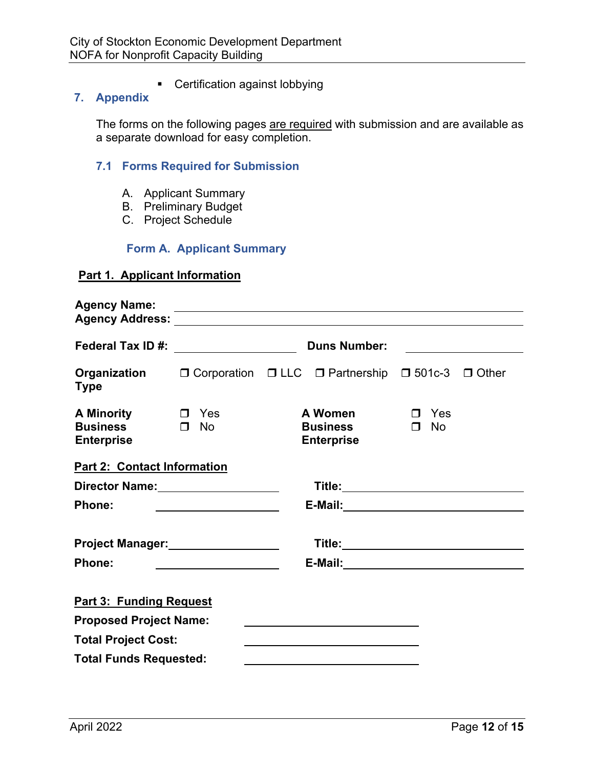- Certification against lobbying

## 7. Appendix

The forms on the following pages are required with submission and are available as a separate download for easy completion.

### 7.1 Forms Required for Submission

A. Applicant Summary
B. Preliminary Budget
C. Project Schedule

### Form A. Applicant Summary

**Part 1. Applicant Information**

**Agency Name:** ______________________________

**Agency Address:** ______________________________

**Federal Tax ID #:** ____________________ **Duns Number:** ____________________

**Organization Type** ❒ Corporation ❒ LLC ❒ Partnership ❒ 501c-3 ❒ Other

**A Minority Business Enterprise** ❒ Yes ❒ No

**A Women Business Enterprise** ❒ Yes ❒ No

**Part 2: Contact Information**

**Director Name:** ____________________ **Title:** ____________________

**Phone:** ____________________ **E-Mail:** ____________________

**Project Manager:** ____________________ **Title:** ____________________

**Phone:** ____________________ **E-Mail:** ____________________

**Part 3: Funding Request**

**Proposed Project Name:** ____________________

**Total Project Cost:** ____________________

**Total Funds Requested:** ____________________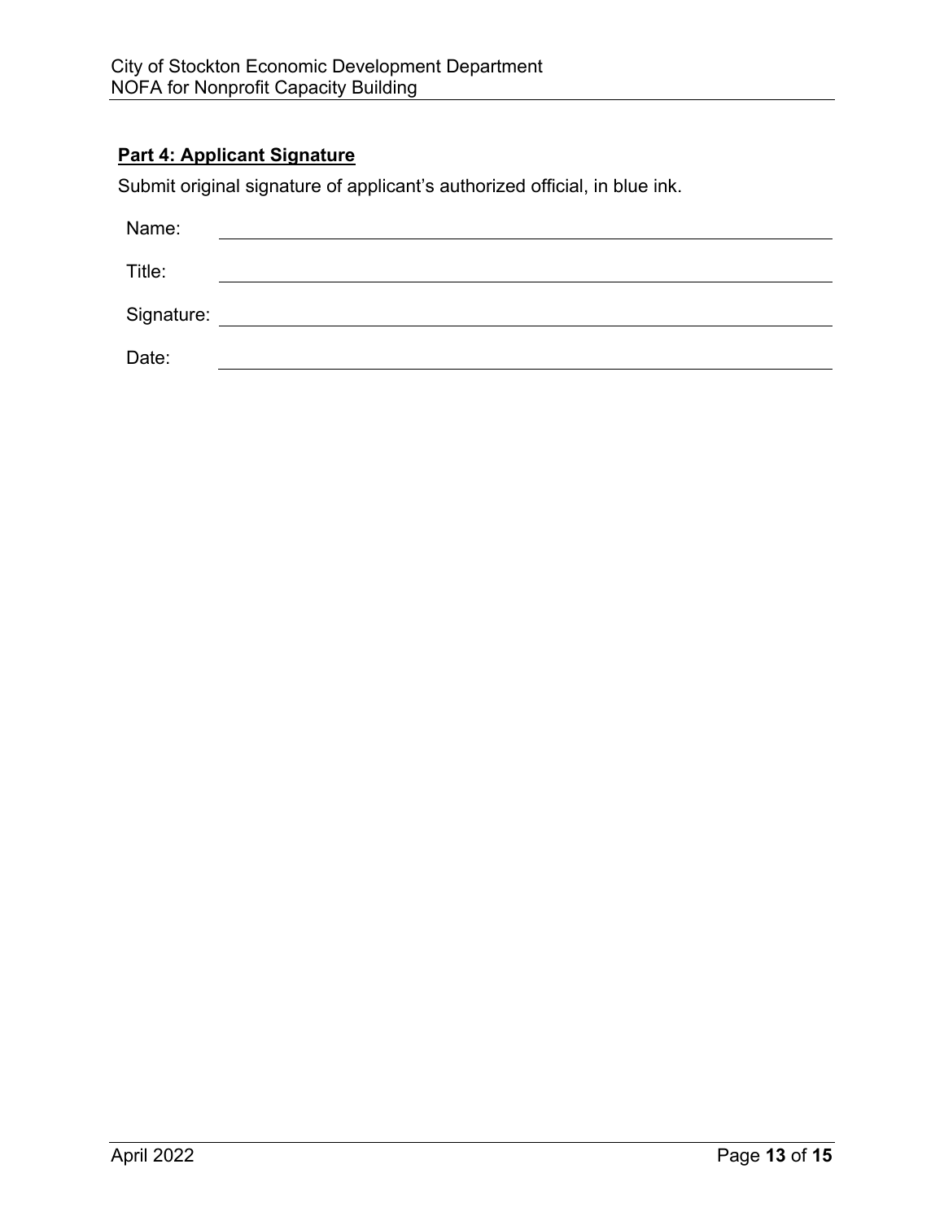**Part 4: Applicant Signature**

Submit original signature of applicant's authorized official, in blue ink.

Name: \_\_\_\_\_\_\_\_\_\_\_\_\_\_\_\_\_\_\_\_\_\_\_\_\_\_\_\_\_\_\_\_\_\_\_\_\_\_\_\_

Title: \_\_\_\_\_\_\_\_\_\_\_\_\_\_\_\_\_\_\_\_\_\_\_\_\_\_\_\_\_\_\_\_\_\_\_\_\_\_\_\_

Signature: \_\_\_\_\_\_\_\_\_\_\_\_\_\_\_\_\_\_\_\_\_\_\_\_\_\_\_\_\_\_\_\_\_\_\_\_\_\_\_\_

Date: \_\_\_\_\_\_\_\_\_\_\_\_\_\_\_\_\_\_\_\_\_\_\_\_\_\_\_\_\_\_\_\_\_\_\_\_\_\_\_\_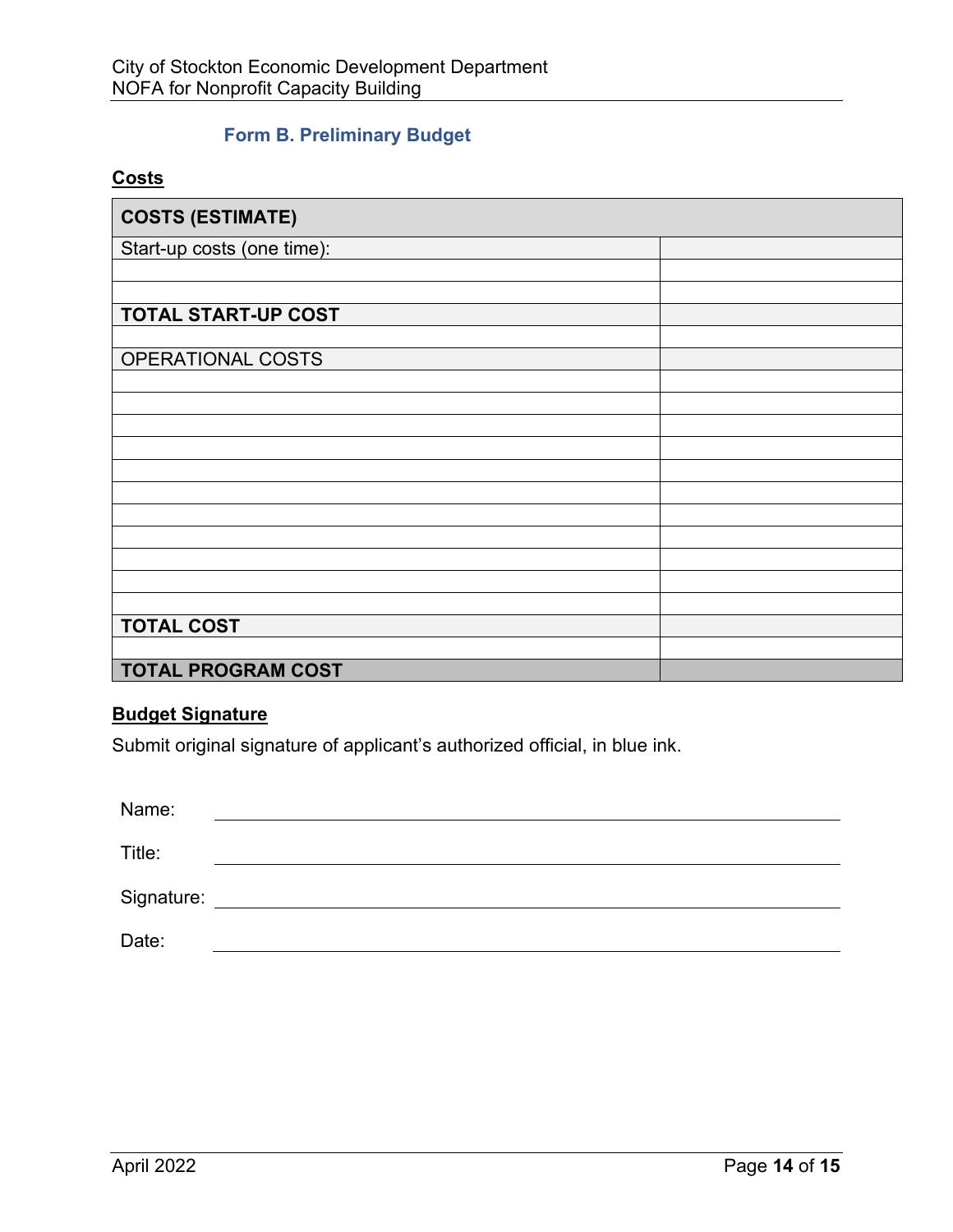### Form B. Preliminary Budget

**Costs**

| **COSTS (ESTIMATE)** | |
|---|---|
| Start-up costs (one time): | |
| | |
| | |
| **TOTAL START-UP COST** | |
| | |
| OPERATIONAL COSTS | |
| | |
| | |
| | |
| | |
| | |
| | |
| | |
| | |
| | |
| | |
| | |
| **TOTAL COST** | |
| | |
| **TOTAL PROGRAM COST** | |

**Budget Signature**

Submit original signature of applicant's authorized official, in blue ink.

Name: ______________________________

Title: ______________________________

Signature: ______________________________

Date: ______________________________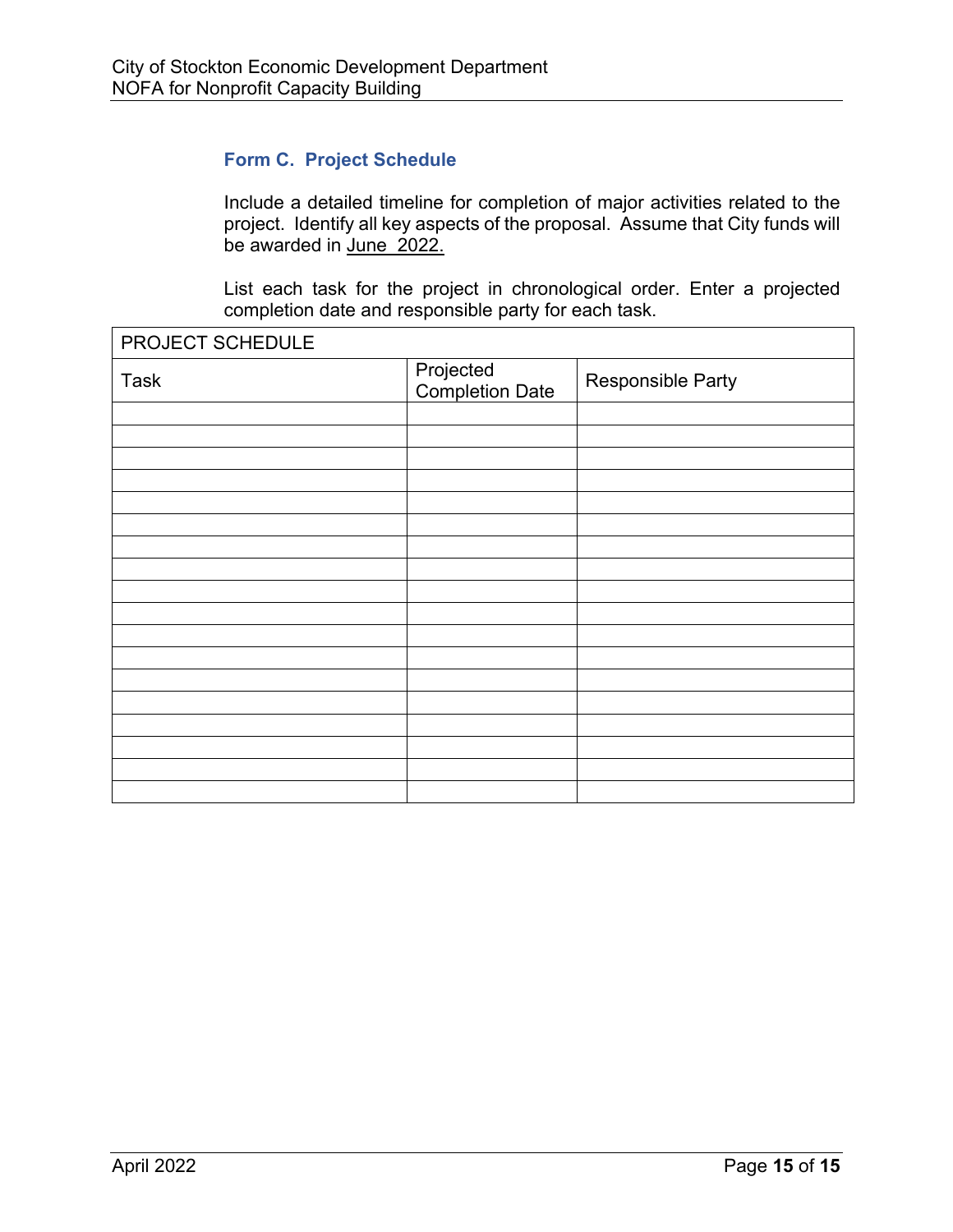### Form C.  Project Schedule

Include a detailed timeline for completion of major activities related to the project.  Identify all key aspects of the proposal.  Assume that City funds will be awarded in June  2022.

List each task for the project in chronological order. Enter a projected completion date and responsible party for each task.

| PROJECT SCHEDULE | | |
|---|---|---|
| Task | Projected Completion Date | Responsible Party |
| | | |
| | | |
| | | |
| | | |
| | | |
| | | |
| | | |
| | | |
| | | |
| | | |
| | | |
| | | |
| | | |
| | | |
| | | |
| | | |
| | | |
| | | |